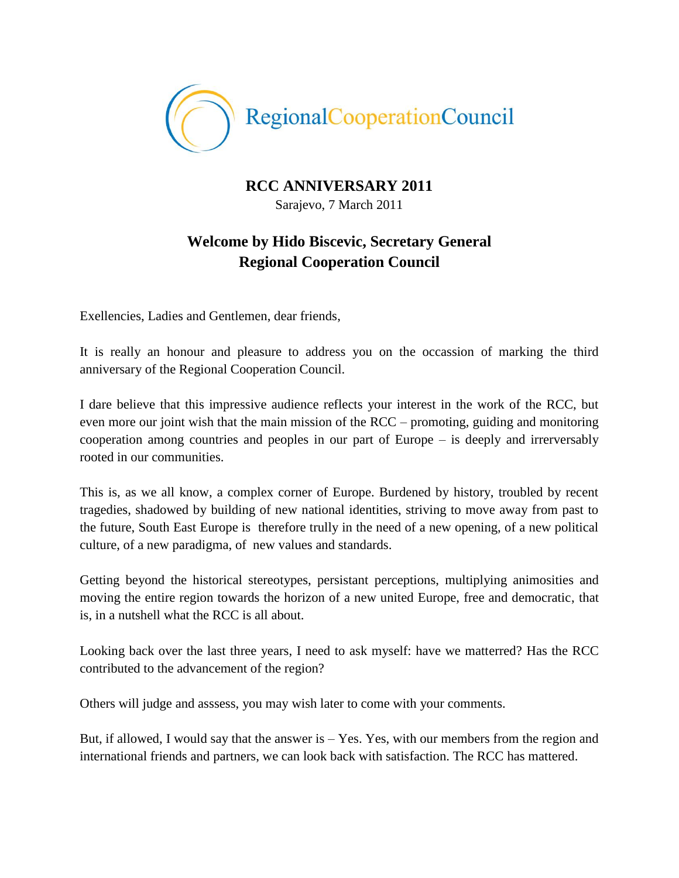RegionalCooperationCouncil

# RCC ANNIVERSARY 2011

Sarajevo, 7 March 2011

## Welcome by Hido Biscevic, Secretary General
## Regional Cooperation Council

Exellencies, Ladies and Gentlemen, dear friends,

It is really an honour and pleasure to address you on the occassion of marking the third anniversary of the Regional Cooperation Council.

I dare believe that this impressive audience reflects your interest in the work of the RCC, but even more our joint wish that the main mission of the RCC – promoting, guiding and monitoring cooperation among countries and peoples in our part of Europe – is deeply and irrerversably rooted in our communities.

This is, as we all know, a complex corner of Europe. Burdened by history, troubled by recent tragedies, shadowed by building of new national identities, striving to move away from past to the future, South East Europe is therefore trully in the need of a new opening, of a new political culture, of a new paradigma, of new values and standards.

Getting beyond the historical stereotypes, persistant perceptions, multiplying animosities and moving the entire region towards the horizon of a new united Europe, free and democratic, that is, in a nutshell what the RCC is all about.

Looking back over the last three years, I need to ask myself: have we matterred? Has the RCC contributed to the advancement of the region?

Others will judge and asssess, you may wish later to come with your comments.

But, if allowed, I would say that the answer is – Yes. Yes, with our members from the region and international friends and partners, we can look back with satisfaction. The RCC has mattered.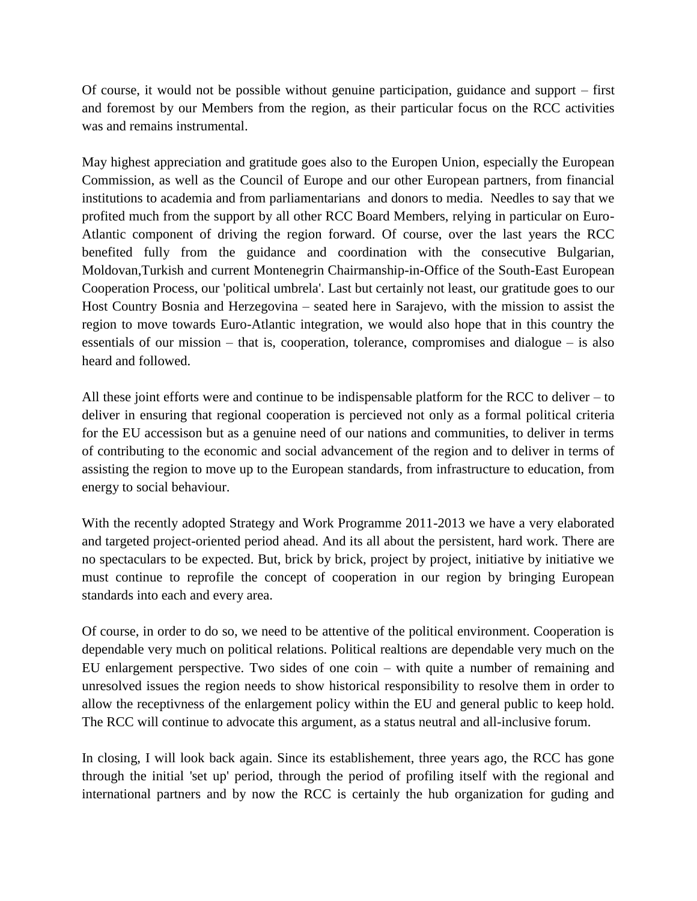Of course, it would not be possible without genuine participation, guidance and support – first and foremost by our Members from the region, as their particular focus on the RCC activities was and remains instrumental.

May highest appreciation and gratitude goes also to the Europen Union, especially the European Commission, as well as the Council of Europe and our other European partners, from financial institutions to academia and from parliamentarians and donors to media. Needles to say that we profited much from the support by all other RCC Board Members, relying in particular on Euro-Atlantic component of driving the region forward. Of course, over the last years the RCC benefited fully from the guidance and coordination with the consecutive Bulgarian, Moldovan,Turkish and current Montenegrin Chairmanship-in-Office of the South-East European Cooperation Process, our 'political umbrela'. Last but certainly not least, our gratitude goes to our Host Country Bosnia and Herzegovina – seated here in Sarajevo, with the mission to assist the region to move towards Euro-Atlantic integration, we would also hope that in this country the essentials of our mission – that is, cooperation, tolerance, compromises and dialogue – is also heard and followed.

All these joint efforts were and continue to be indispensable platform for the RCC to deliver – to deliver in ensuring that regional cooperation is percieved not only as a formal political criteria for the EU accessison but as a genuine need of our nations and communities, to deliver in terms of contributing to the economic and social advancement of the region and to deliver in terms of assisting the region to move up to the European standards, from infrastructure to education, from energy to social behaviour.

With the recently adopted Strategy and Work Programme 2011-2013 we have a very elaborated and targeted project-oriented period ahead. And its all about the persistent, hard work. There are no spectaculars to be expected. But, brick by brick, project by project, initiative by initiative we must continue to reprofile the concept of cooperation in our region by bringing European standards into each and every area.

Of course, in order to do so, we need to be attentive of the political environment. Cooperation is dependable very much on political relations. Political realtions are dependable very much on the EU enlargement perspective. Two sides of one coin – with quite a number of remaining and unresolved issues the region needs to show historical responsibility to resolve them in order to allow the receptivness of the enlargement policy within the EU and general public to keep hold. The RCC will continue to advocate this argument, as a status neutral and all-inclusive forum.

In closing, I will look back again. Since its establishement, three years ago, the RCC has gone through the initial 'set up' period, through the period of profiling itself with the regional and international partners and by now the RCC is certainly the hub organization for guding and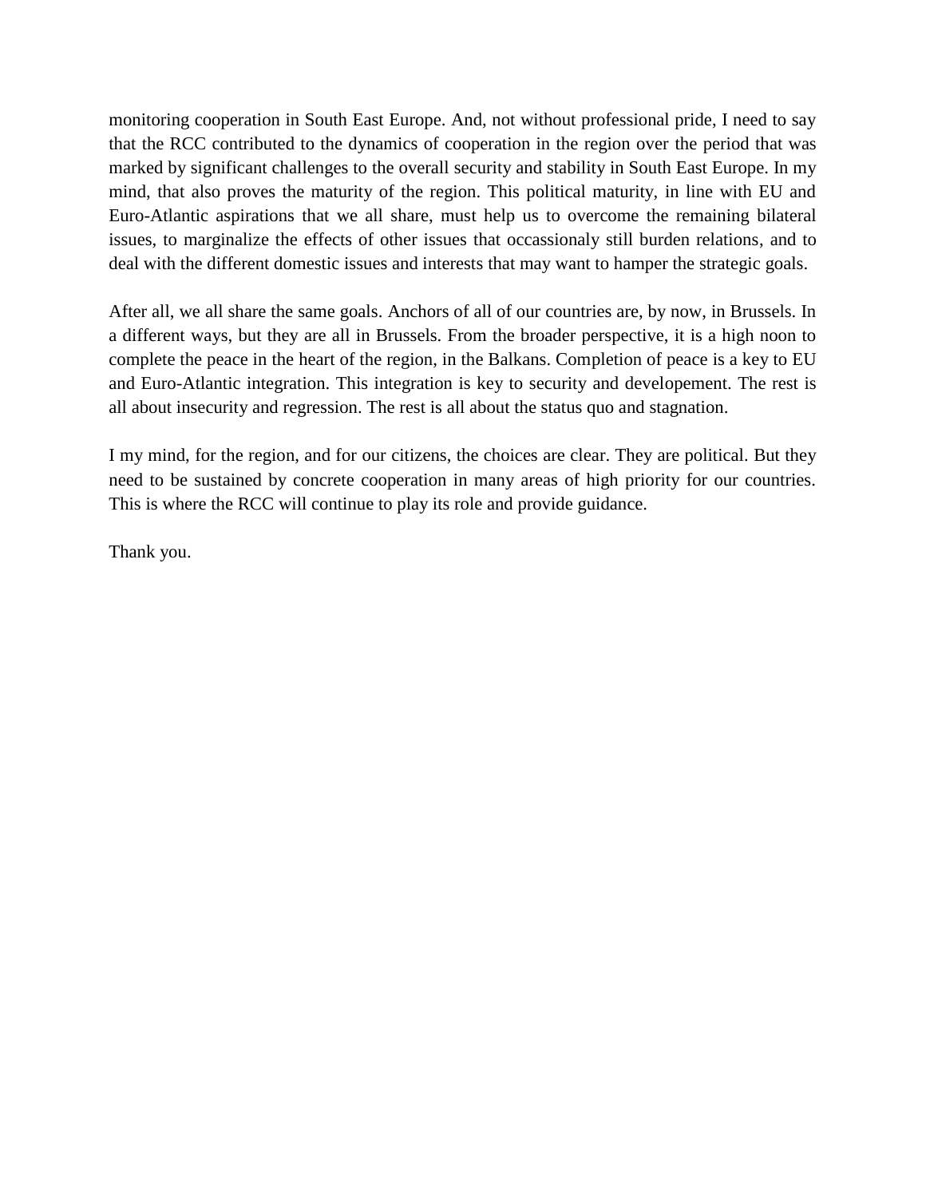monitoring cooperation in South East Europe. And, not without professional pride, I need to say that the RCC contributed to the dynamics of cooperation in the region over the period that was marked by significant challenges to the overall security and stability in South East Europe. In my mind, that also proves the maturity of the region. This political maturity, in line with EU and Euro-Atlantic aspirations that we all share, must help us to overcome the remaining bilateral issues, to marginalize the effects of other issues that occassionaly still burden relations, and to deal with the different domestic issues and interests that may want to hamper the strategic goals.

After all, we all share the same goals. Anchors of all of our countries are, by now, in Brussels. In a different ways, but they are all in Brussels. From the broader perspective, it is a high noon to complete the peace in the heart of the region, in the Balkans. Completion of peace is a key to EU and Euro-Atlantic integration. This integration is key to security and developement. The rest is all about insecurity and regression. The rest is all about the status quo and stagnation.

I my mind, for the region, and for our citizens, the choices are clear. They are political. But they need to be sustained by concrete cooperation in many areas of high priority for our countries. This is where the RCC will continue to play its role and provide guidance.

Thank you.